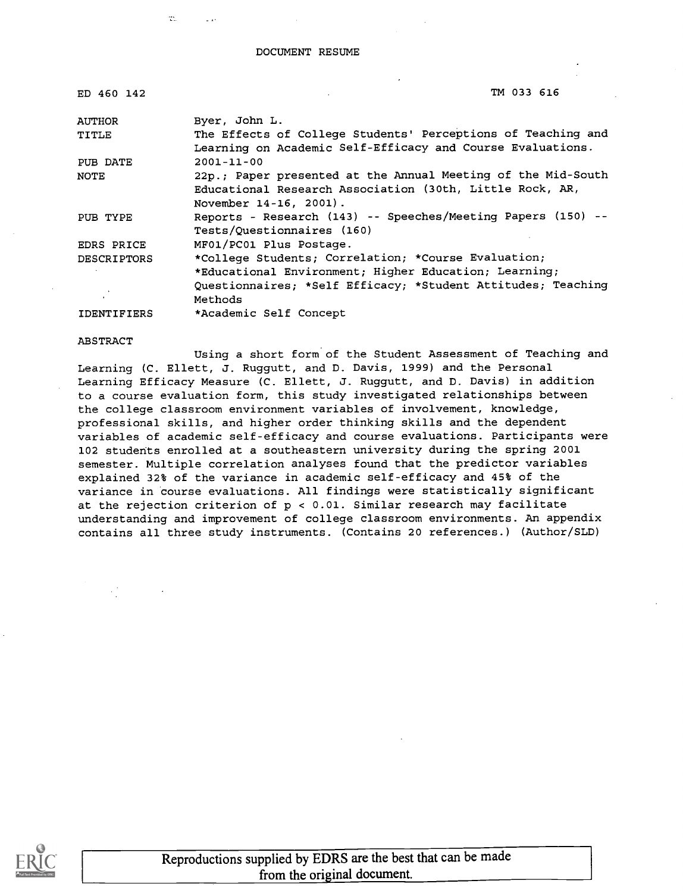# DOCUMENT RESUME

| | |
|---|---|
| ED 460 142 | TM 033 616 |
| AUTHOR | Byer, John L. |
| TITLE | The Effects of College Students' Perceptions of Teaching and Learning on Academic Self-Efficacy and Course Evaluations. |
| PUB DATE | 2001-11-00 |
| NOTE | 22p.; Paper presented at the Annual Meeting of the Mid-South Educational Research Association (30th, Little Rock, AR, November 14-16, 2001). |
| PUB TYPE | Reports - Research (143) -- Speeches/Meeting Papers (150) -- Tests/Questionnaires (160) |
| EDRS PRICE | MF01/PC01 Plus Postage. |
| DESCRIPTORS | *College Students; Correlation; *Course Evaluation; *Educational Environment; Higher Education; Learning; Questionnaires; *Self Efficacy; *Student Attitudes; Teaching Methods |
| IDENTIFIERS | *Academic Self Concept |

## ABSTRACT

Using a short form of the Student Assessment of Teaching and Learning (C. Ellett, J. Ruggutt, and D. Davis, 1999) and the Personal Learning Efficacy Measure (C. Ellett, J. Ruggutt, and D. Davis) in addition to a course evaluation form, this study investigated relationships between the college classroom environment variables of involvement, knowledge, professional skills, and higher order thinking skills and the dependent variables of academic self-efficacy and course evaluations. Participants were 102 students enrolled at a southeastern university during the spring 2001 semester. Multiple correlation analyses found that the predictor variables explained 32% of the variance in academic self-efficacy and 45% of the variance in course evaluations. All findings were statistically significant at the rejection criterion of $p < 0.01$. Similar research may facilitate understanding and improvement of college classroom environments. An appendix contains all three study instruments. (Contains 20 references.) (Author/SLD)

Reproductions supplied by EDRS are the best that can be made from the original document.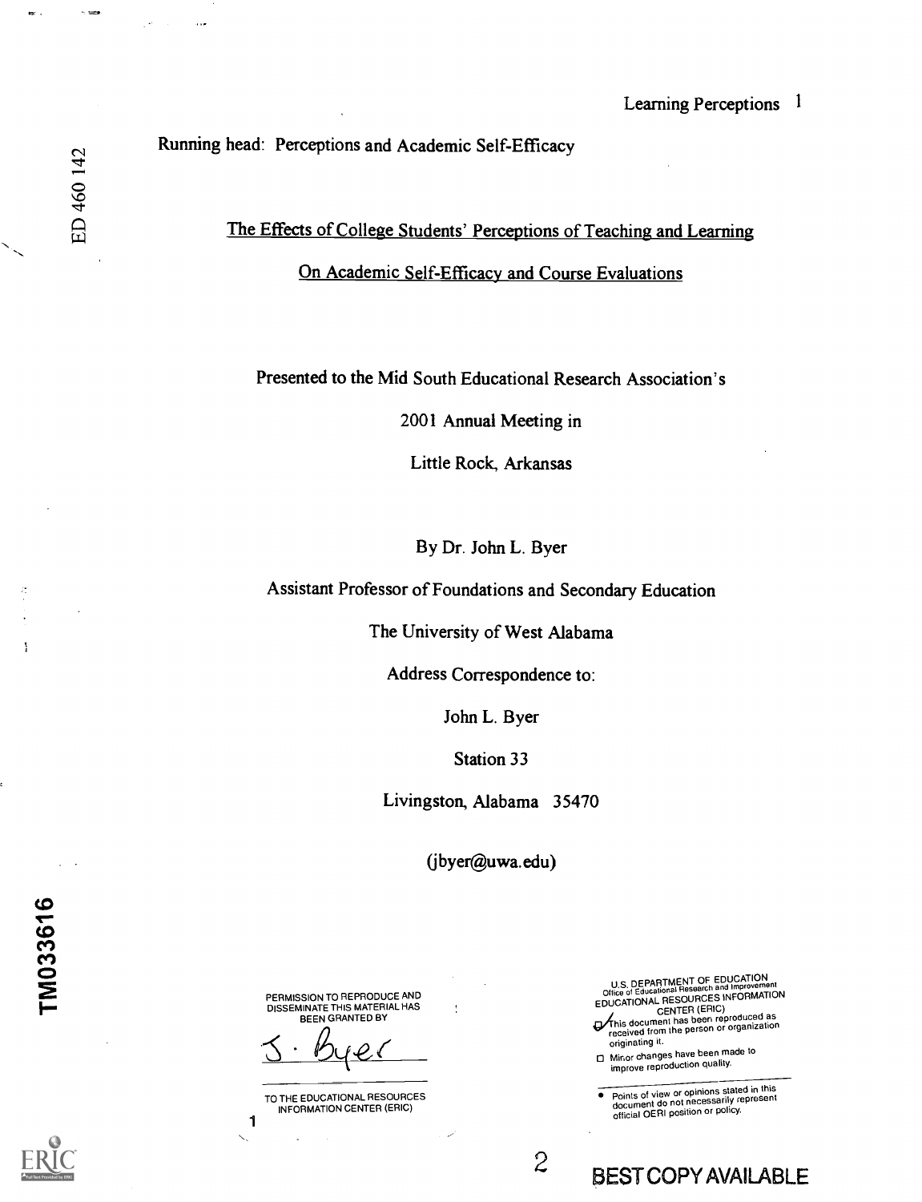Running head: Perceptions and Academic Self-Efficacy

# The Effects of College Students' Perceptions of Teaching and Learning On Academic Self-Efficacy and Course Evaluations

Presented to the Mid South Educational Research Association's

2001 Annual Meeting in

Little Rock, Arkansas

By Dr. John L. Byer

Assistant Professor of Foundations and Secondary Education

The University of West Alabama

Address Correspondence to:

John L. Byer

Station 33

Livingston, Alabama 35470

(jbyer@uwa.edu)

PERMISSION TO REPRODUCE AND DISSEMINATE THIS MATERIAL HAS BEEN GRANTED BY

J. Byer

TO THE EDUCATIONAL RESOURCES INFORMATION CENTER (ERIC)

U.S. DEPARTMENT OF EDUCATION
Office of Educational Research and Improvement
EDUCATIONAL RESOURCES INFORMATION CENTER (ERIC)

- This document has been reproduced as received from the person or organization originating it.
- Minor changes have been made to improve reproduction quality.

- Points of view or opinions stated in this document do not necessarily represent official OERI position or policy.

BEST COPY AVAILABLE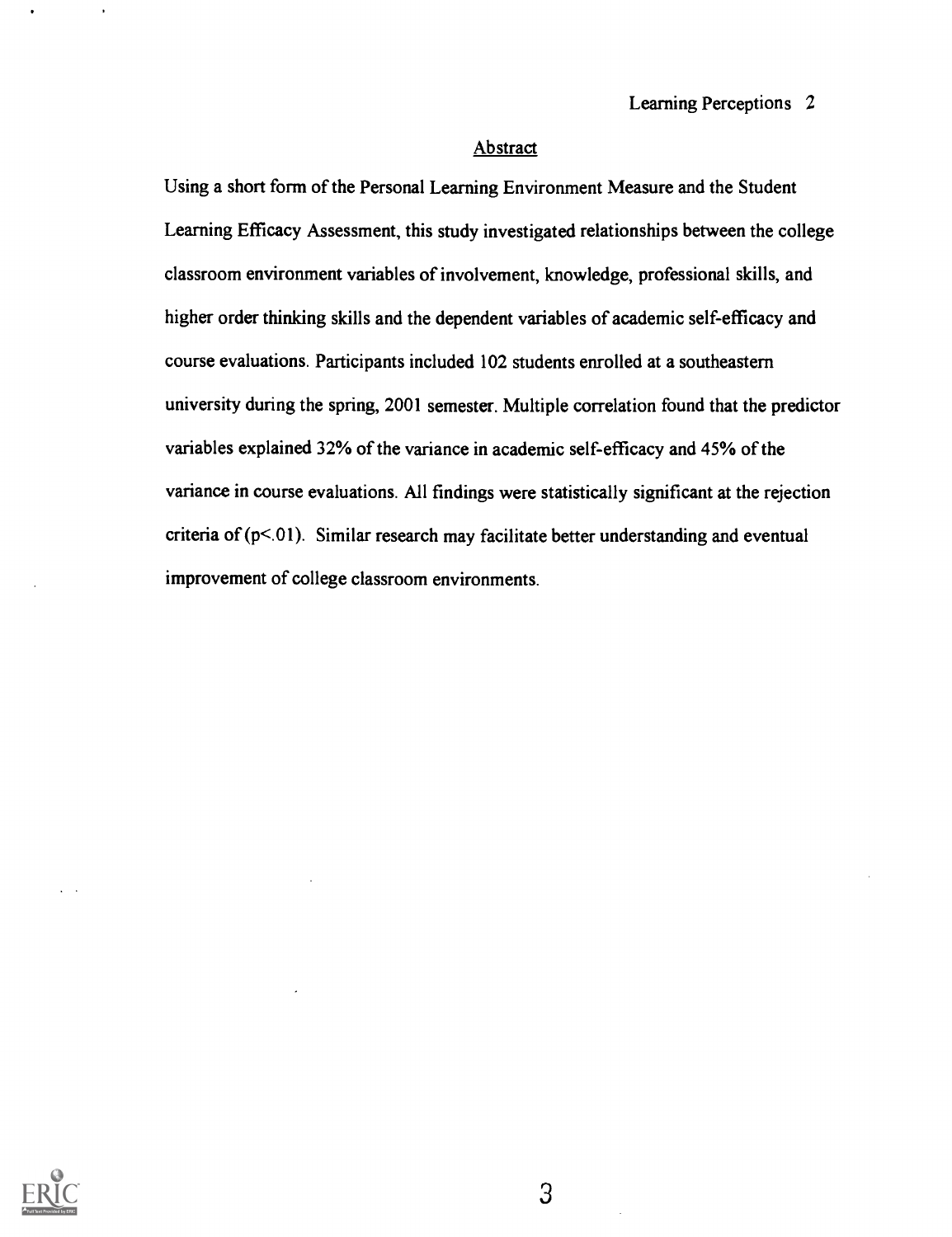## Abstract

Using a short form of the Personal Learning Environment Measure and the Student Learning Efficacy Assessment, this study investigated relationships between the college classroom environment variables of involvement, knowledge, professional skills, and higher order thinking skills and the dependent variables of academic self-efficacy and course evaluations. Participants included 102 students enrolled at a southeastern university during the spring, 2001 semester. Multiple correlation found that the predictor variables explained 32% of the variance in academic self-efficacy and 45% of the variance in course evaluations. All findings were statistically significant at the rejection criteria of ($p<.01$). Similar research may facilitate better understanding and eventual improvement of college classroom environments.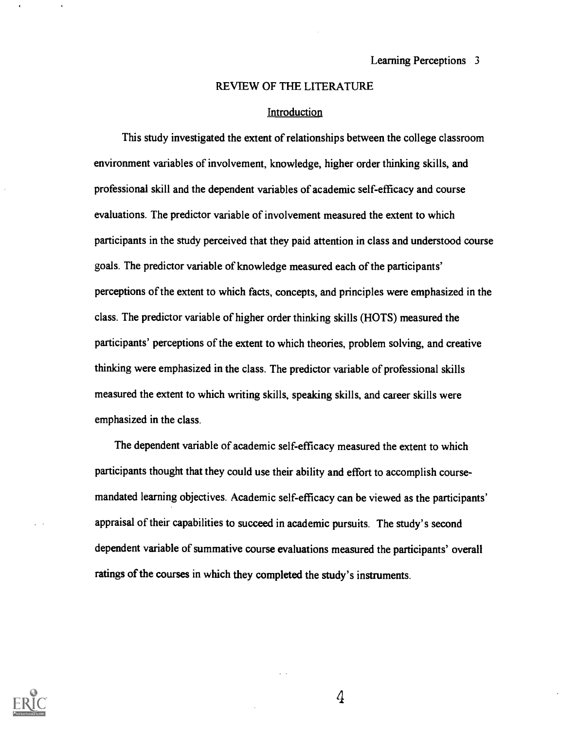# REVIEW OF THE LITERATURE

## Introduction

This study investigated the extent of relationships between the college classroom environment variables of involvement, knowledge, higher order thinking skills, and professional skill and the dependent variables of academic self-efficacy and course evaluations. The predictor variable of involvement measured the extent to which participants in the study perceived that they paid attention in class and understood course goals. The predictor variable of knowledge measured each of the participants' perceptions of the extent to which facts, concepts, and principles were emphasized in the class. The predictor variable of higher order thinking skills (HOTS) measured the participants' perceptions of the extent to which theories, problem solving, and creative thinking were emphasized in the class. The predictor variable of professional skills measured the extent to which writing skills, speaking skills, and career skills were emphasized in the class.

The dependent variable of academic self-efficacy measured the extent to which participants thought that they could use their ability and effort to accomplish course-mandated learning objectives. Academic self-efficacy can be viewed as the participants' appraisal of their capabilities to succeed in academic pursuits. The study's second dependent variable of summative course evaluations measured the participants' overall ratings of the courses in which they completed the study's instruments.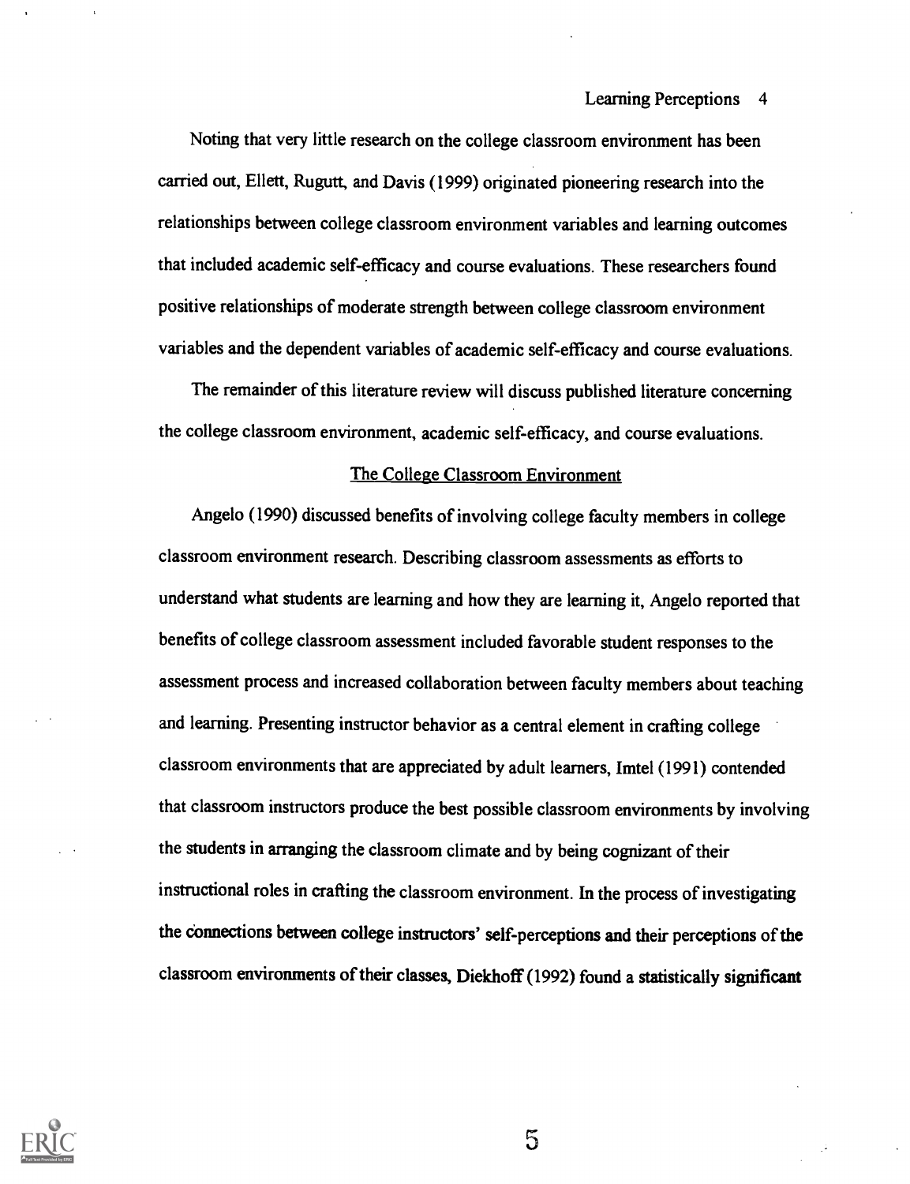Noting that very little research on the college classroom environment has been carried out, Ellett, Rugutt, and Davis (1999) originated pioneering research into the relationships between college classroom environment variables and learning outcomes that included academic self-efficacy and course evaluations. These researchers found positive relationships of moderate strength between college classroom environment variables and the dependent variables of academic self-efficacy and course evaluations.

The remainder of this literature review will discuss published literature concerning the college classroom environment, academic self-efficacy, and course evaluations.

## The College Classroom Environment

Angelo (1990) discussed benefits of involving college faculty members in college classroom environment research. Describing classroom assessments as efforts to understand what students are learning and how they are learning it, Angelo reported that benefits of college classroom assessment included favorable student responses to the assessment process and increased collaboration between faculty members about teaching and learning. Presenting instructor behavior as a central element in crafting college classroom environments that are appreciated by adult learners, Imtel (1991) contended that classroom instructors produce the best possible classroom environments by involving the students in arranging the classroom climate and by being cognizant of their instructional roles in crafting the classroom environment. In the process of investigating the connections between college instructors' self-perceptions and their perceptions of the classroom environments of their classes, Diekhoff (1992) found a statistically significant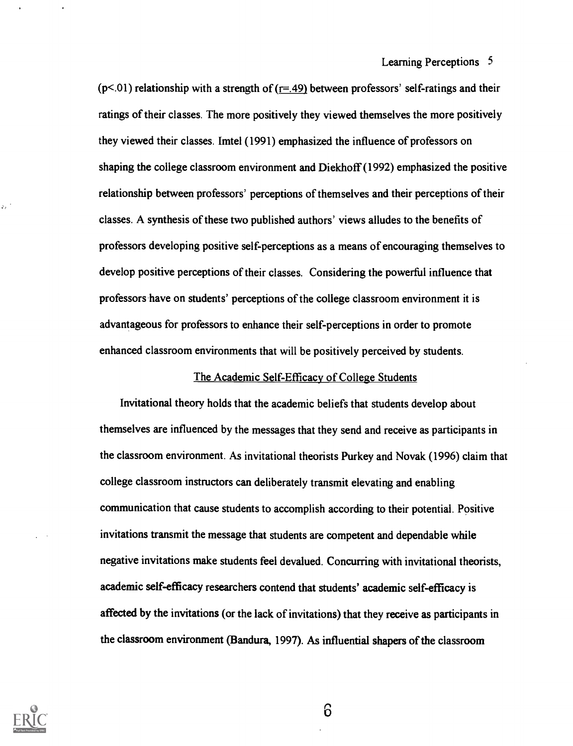($p < .01$) relationship with a strength of ($r = .49$) between professors' self-ratings and their ratings of their classes. The more positively they viewed themselves the more positively they viewed their classes. Imtel (1991) emphasized the influence of professors on shaping the college classroom environment and Diekhoff (1992) emphasized the positive relationship between professors' perceptions of themselves and their perceptions of their classes. A synthesis of these two published authors' views alludes to the benefits of professors developing positive self-perceptions as a means of encouraging themselves to develop positive perceptions of their classes. Considering the powerful influence that professors have on students' perceptions of the college classroom environment it is advantageous for professors to enhance their self-perceptions in order to promote enhanced classroom environments that will be positively perceived by students.

## The Academic Self-Efficacy of College Students

Invitational theory holds that the academic beliefs that students develop about themselves are influenced by the messages that they send and receive as participants in the classroom environment. As invitational theorists Purkey and Novak (1996) claim that college classroom instructors can deliberately transmit elevating and enabling communication that cause students to accomplish according to their potential. Positive invitations transmit the message that students are competent and dependable while negative invitations make students feel devalued. Concurring with invitational theorists, academic self-efficacy researchers contend that students' academic self-efficacy is affected by the invitations (or the lack of invitations) that they receive as participants in the classroom environment (Bandura, 1997). As influential shapers of the classroom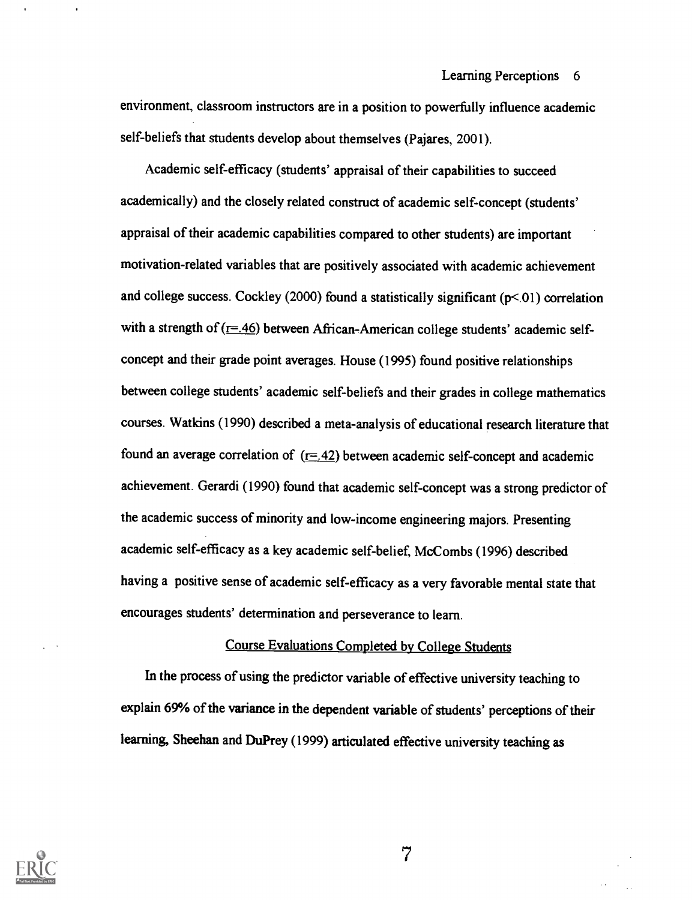environment, classroom instructors are in a position to powerfully influence academic self-beliefs that students develop about themselves (Pajares, 2001).

Academic self-efficacy (students' appraisal of their capabilities to succeed academically) and the closely related construct of academic self-concept (students' appraisal of their academic capabilities compared to other students) are important motivation-related variables that are positively associated with academic achievement and college success. Cockley (2000) found a statistically significant ($p<.01$) correlation with a strength of ($r=.46$) between African-American college students' academic self-concept and their grade point averages. House (1995) found positive relationships between college students' academic self-beliefs and their grades in college mathematics courses. Watkins (1990) described a meta-analysis of educational research literature that found an average correlation of ($r=.42$) between academic self-concept and academic achievement. Gerardi (1990) found that academic self-concept was a strong predictor of the academic success of minority and low-income engineering majors. Presenting academic self-efficacy as a key academic self-belief, McCombs (1996) described having a positive sense of academic self-efficacy as a very favorable mental state that encourages students' determination and perseverance to learn.

## Course Evaluations Completed by College Students

In the process of using the predictor variable of effective university teaching to explain 69% of the variance in the dependent variable of students' perceptions of their learning, Sheehan and DuPrey (1999) articulated effective university teaching as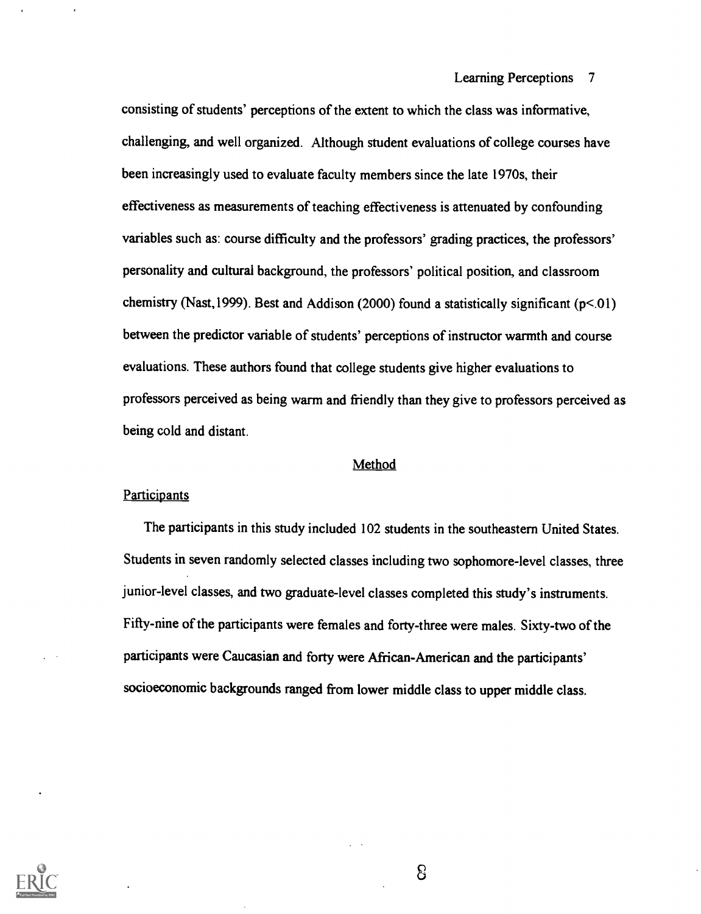consisting of students' perceptions of the extent to which the class was informative, challenging, and well organized. Although student evaluations of college courses have been increasingly used to evaluate faculty members since the late 1970s, their effectiveness as measurements of teaching effectiveness is attenuated by confounding variables such as: course difficulty and the professors' grading practices, the professors' personality and cultural background, the professors' political position, and classroom chemistry (Nast,1999). Best and Addison (2000) found a statistically significant ($p<.01$) between the predictor variable of students' perceptions of instructor warmth and course evaluations. These authors found that college students give higher evaluations to professors perceived as being warm and friendly than they give to professors perceived as being cold and distant.

## Method

### Participants

The participants in this study included 102 students in the southeastern United States. Students in seven randomly selected classes including two sophomore-level classes, three junior-level classes, and two graduate-level classes completed this study's instruments. Fifty-nine of the participants were females and forty-three were males. Sixty-two of the participants were Caucasian and forty were African-American and the participants' socioeconomic backgrounds ranged from lower middle class to upper middle class.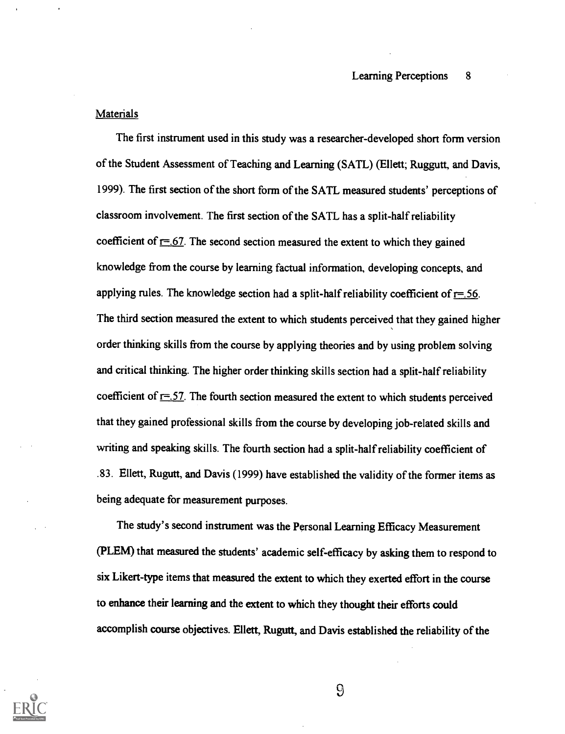Materials

The first instrument used in this study was a researcher-developed short form version of the Student Assessment of Teaching and Learning (SATL) (Ellett; Ruggutt, and Davis, 1999). The first section of the short form of the SATL measured students' perceptions of classroom involvement. The first section of the SATL has a split-half reliability coefficient of $r=.67$. The second section measured the extent to which they gained knowledge from the course by learning factual information, developing concepts, and applying rules. The knowledge section had a split-half reliability coefficient of $r=.56$. The third section measured the extent to which students perceived that they gained higher order thinking skills from the course by applying theories and by using problem solving and critical thinking. The higher order thinking skills section had a split-half reliability coefficient of $r=.57$. The fourth section measured the extent to which students perceived that they gained professional skills from the course by developing job-related skills and writing and speaking skills. The fourth section had a split-half reliability coefficient of .83. Ellett, Rugutt, and Davis (1999) have established the validity of the former items as being adequate for measurement purposes.

The study's second instrument was the Personal Learning Efficacy Measurement (PLEM) that measured the students' academic self-efficacy by asking them to respond to six Likert-type items that measured the extent to which they exerted effort in the course to enhance their learning and the extent to which they thought their efforts could accomplish course objectives. Ellett, Rugutt, and Davis established the reliability of the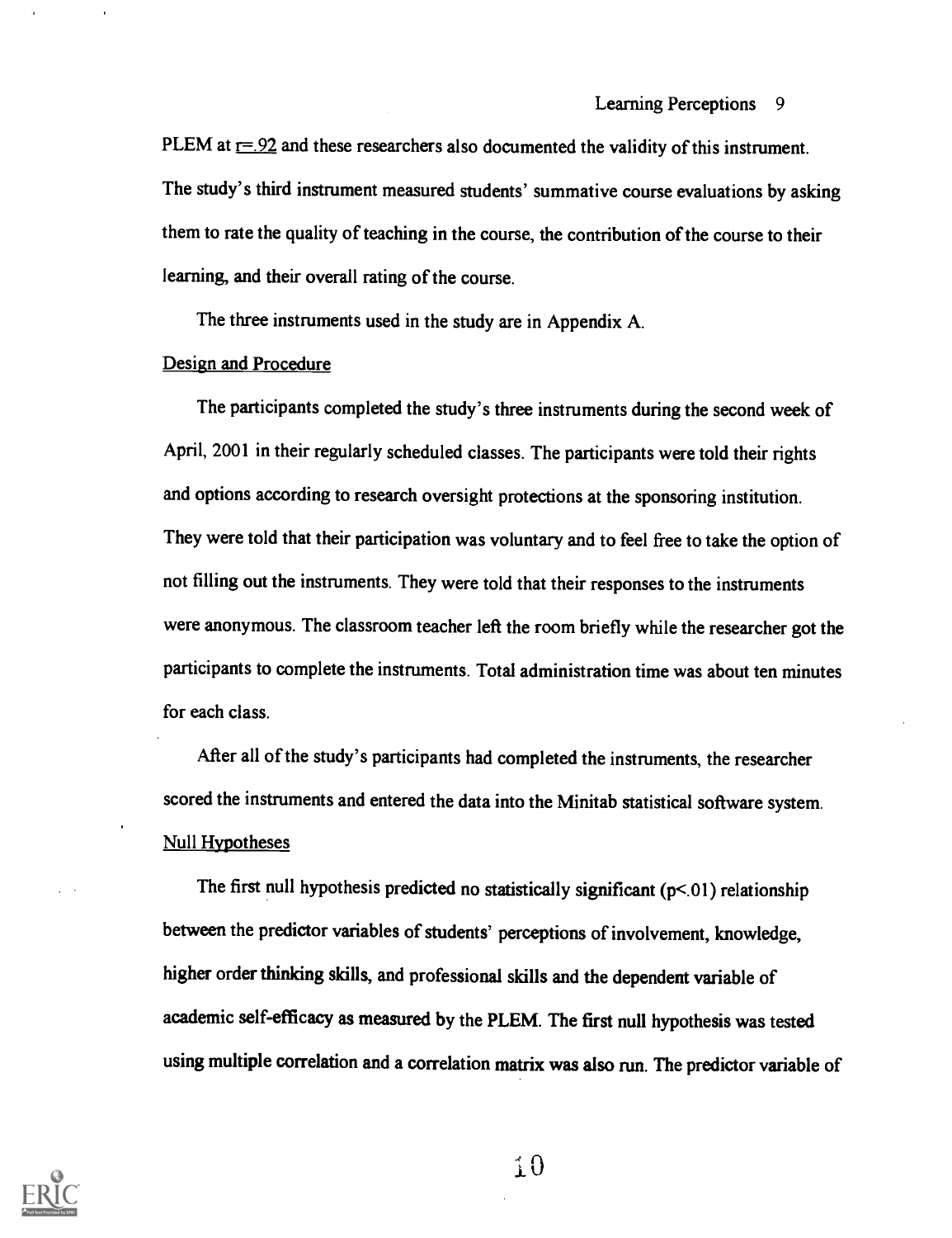PLEM at $r=.92$ and these researchers also documented the validity of this instrument. The study's third instrument measured students' summative course evaluations by asking them to rate the quality of teaching in the course, the contribution of the course to their learning, and their overall rating of the course.

The three instruments used in the study are in Appendix A.

## Design and Procedure

The participants completed the study's three instruments during the second week of April, 2001 in their regularly scheduled classes. The participants were told their rights and options according to research oversight protections at the sponsoring institution. They were told that their participation was voluntary and to feel free to take the option of not filling out the instruments. They were told that their responses to the instruments were anonymous. The classroom teacher left the room briefly while the researcher got the participants to complete the instruments. Total administration time was about ten minutes for each class.

After all of the study's participants had completed the instruments, the researcher scored the instruments and entered the data into the Minitab statistical software system.

## Null Hypotheses

The first null hypothesis predicted no statistically significant ($p<.01$) relationship between the predictor variables of students' perceptions of involvement, knowledge, higher order thinking skills, and professional skills and the dependent variable of academic self-efficacy as measured by the PLEM. The first null hypothesis was tested using multiple correlation and a correlation matrix was also run. The predictor variable of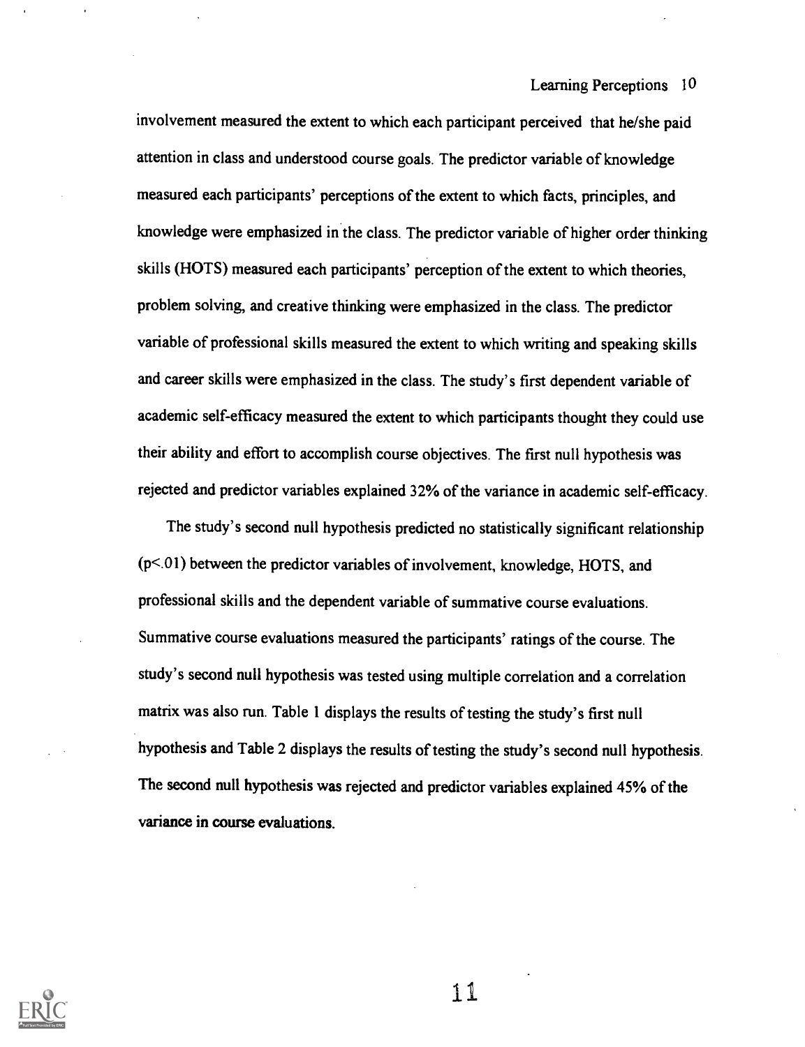involvement measured the extent to which each participant perceived that he/she paid attention in class and understood course goals. The predictor variable of knowledge measured each participants' perceptions of the extent to which facts, principles, and knowledge were emphasized in the class. The predictor variable of higher order thinking skills (HOTS) measured each participants' perception of the extent to which theories, problem solving, and creative thinking were emphasized in the class. The predictor variable of professional skills measured the extent to which writing and speaking skills and career skills were emphasized in the class. The study's first dependent variable of academic self-efficacy measured the extent to which participants thought they could use their ability and effort to accomplish course objectives. The first null hypothesis was rejected and predictor variables explained 32% of the variance in academic self-efficacy.

The study's second null hypothesis predicted no statistically significant relationship ($p<.01$) between the predictor variables of involvement, knowledge, HOTS, and professional skills and the dependent variable of summative course evaluations. Summative course evaluations measured the participants' ratings of the course. The study's second null hypothesis was tested using multiple correlation and a correlation matrix was also run. Table 1 displays the results of testing the study's first null hypothesis and Table 2 displays the results of testing the study's second null hypothesis. The second null hypothesis was rejected and predictor variables explained 45% of the variance in course evaluations.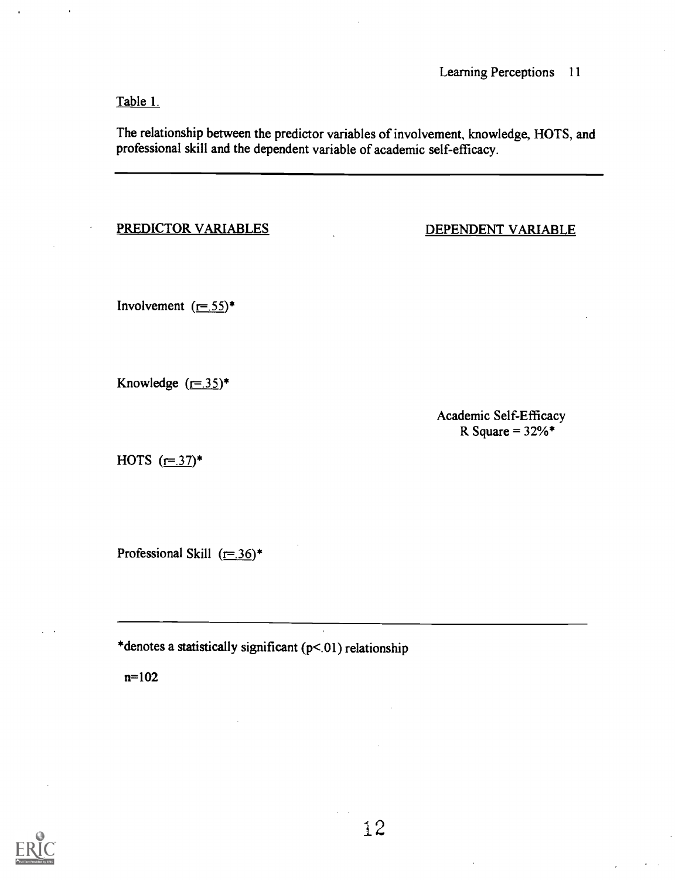Table 1.

The relationship between the predictor variables of involvement, knowledge, HOTS, and professional skill and the dependent variable of academic self-efficacy.

| PREDICTOR VARIABLES | DEPENDENT VARIABLE |
|---|---|
| Involvement ($r = .55$)* | |
| Knowledge ($r = .35$)* | Academic Self-Efficacy<br>R Square = 32%* |
| HOTS ($r = .37$)* | |
| Professional Skill ($r = .36$)* | |

*denotes a statistically significant ($p < .01$) relationship

n=102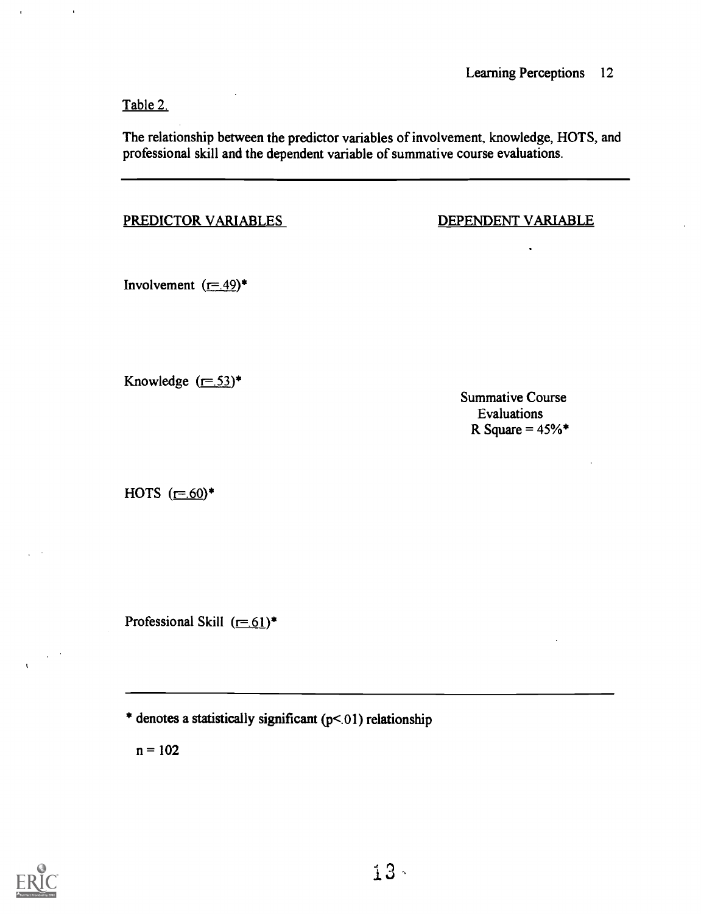Table 2.

The relationship between the predictor variables of involvement, knowledge, HOTS, and professional skill and the dependent variable of summative course evaluations.

| PREDICTOR VARIABLES | DEPENDENT VARIABLE |
| --- | --- |
| Involvement ($r = .49$)* | |
| Knowledge ($r = .53$)* | Summative Course Evaluations $R$ Square = 45%* |
| HOTS ($r = .60$)* | |
| Professional Skill ($r = .61$)* | |

* denotes a statistically significant ($p < .01$) relationship

$n = 102$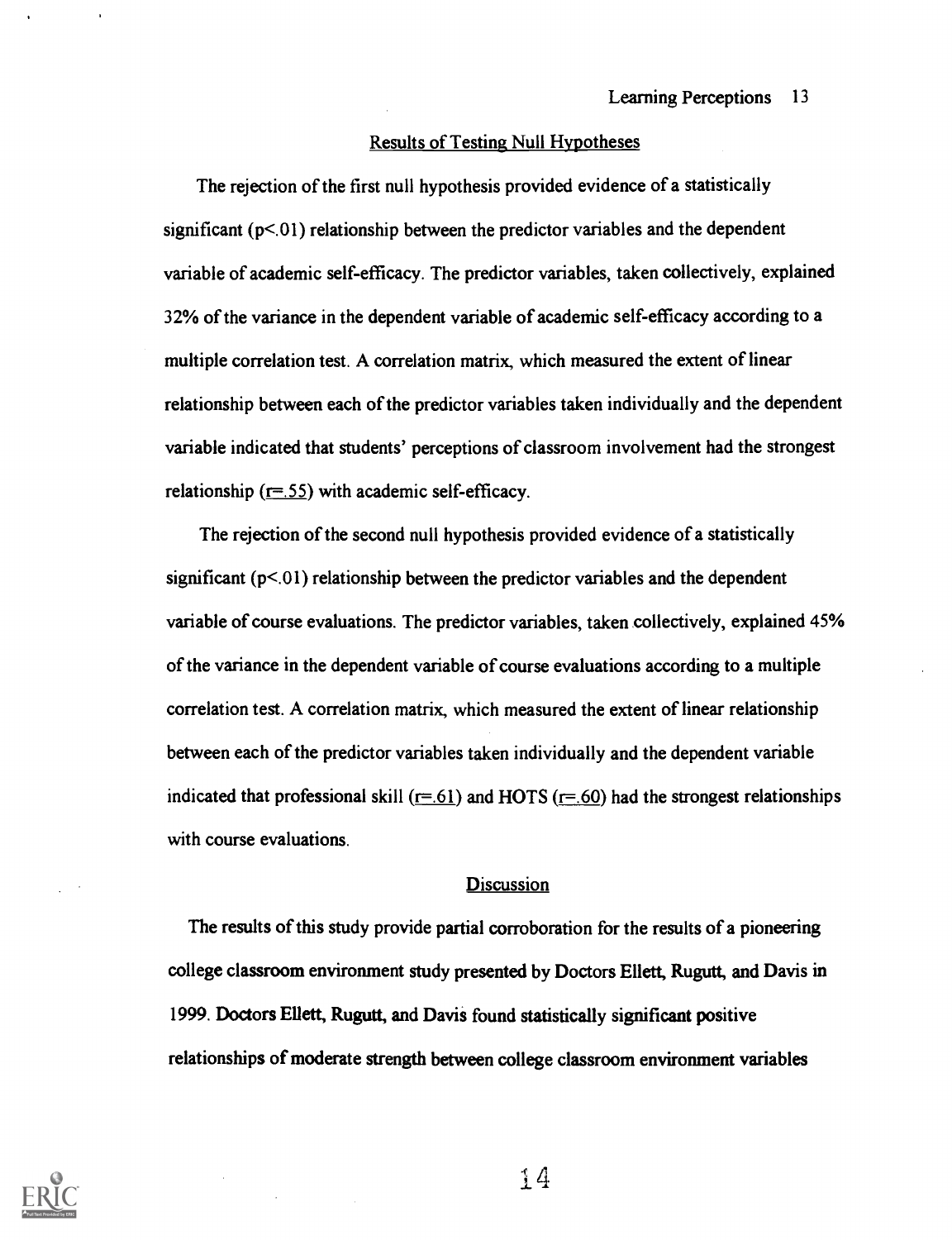## Results of Testing Null Hypotheses

The rejection of the first null hypothesis provided evidence of a statistically significant ($p<.01$) relationship between the predictor variables and the dependent variable of academic self-efficacy. The predictor variables, taken collectively, explained 32% of the variance in the dependent variable of academic self-efficacy according to a multiple correlation test. A correlation matrix, which measured the extent of linear relationship between each of the predictor variables taken individually and the dependent variable indicated that students' perceptions of classroom involvement had the strongest relationship ($r=.55$) with academic self-efficacy.

The rejection of the second null hypothesis provided evidence of a statistically significant ($p<.01$) relationship between the predictor variables and the dependent variable of course evaluations. The predictor variables, taken collectively, explained 45% of the variance in the dependent variable of course evaluations according to a multiple correlation test. A correlation matrix, which measured the extent of linear relationship between each of the predictor variables taken individually and the dependent variable indicated that professional skill ($r=.61$) and HOTS ($r=.60$) had the strongest relationships with course evaluations.

## Discussion

The results of this study provide partial corroboration for the results of a pioneering college classroom environment study presented by Doctors Ellett, Rugutt, and Davis in 1999. Doctors Ellett, Rugutt, and Davis found statistically significant positive relationships of moderate strength between college classroom environment variables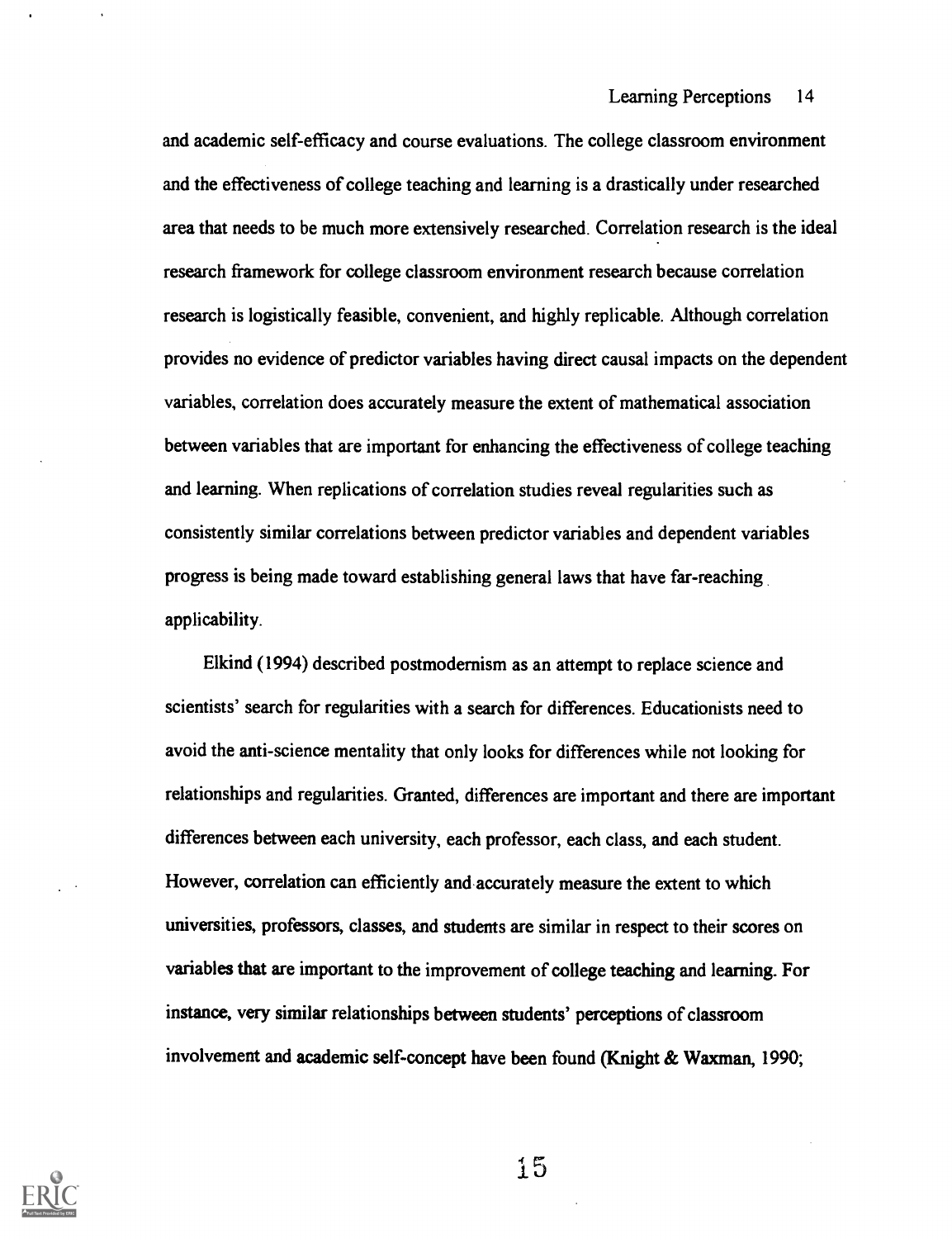and academic self-efficacy and course evaluations. The college classroom environment and the effectiveness of college teaching and learning is a drastically under researched area that needs to be much more extensively researched. Correlation research is the ideal research framework for college classroom environment research because correlation research is logistically feasible, convenient, and highly replicable. Although correlation provides no evidence of predictor variables having direct causal impacts on the dependent variables, correlation does accurately measure the extent of mathematical association between variables that are important for enhancing the effectiveness of college teaching and learning. When replications of correlation studies reveal regularities such as consistently similar correlations between predictor variables and dependent variables progress is being made toward establishing general laws that have far-reaching applicability.

Elkind (1994) described postmodernism as an attempt to replace science and scientists' search for regularities with a search for differences. Educationists need to avoid the anti-science mentality that only looks for differences while not looking for relationships and regularities. Granted, differences are important and there are important differences between each university, each professor, each class, and each student. However, correlation can efficiently and accurately measure the extent to which universities, professors, classes, and students are similar in respect to their scores on variables that are important to the improvement of college teaching and learning. For instance, very similar relationships between students' perceptions of classroom involvement and academic self-concept have been found (Knight & Waxman, 1990;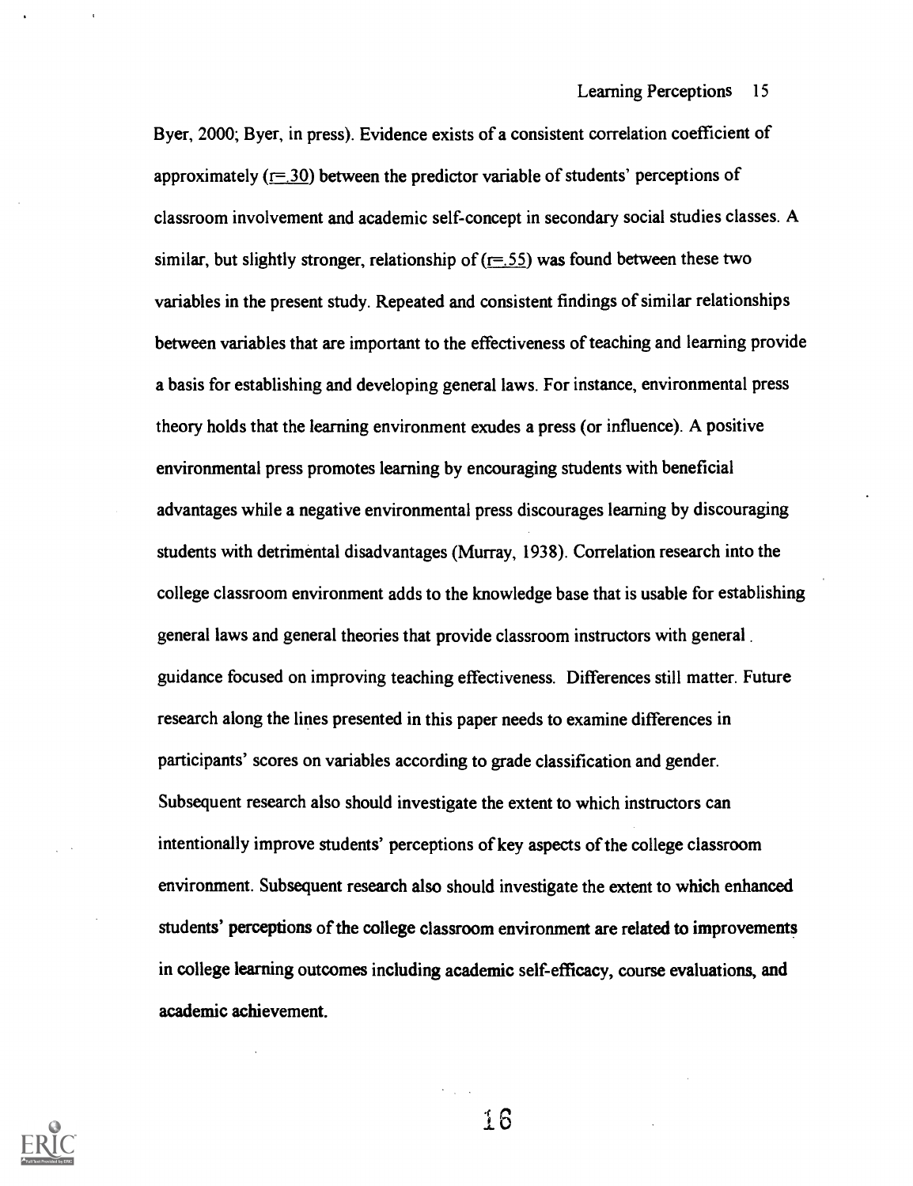Byer, 2000; Byer, in press). Evidence exists of a consistent correlation coefficient of approximately ($r = .30$) between the predictor variable of students' perceptions of classroom involvement and academic self-concept in secondary social studies classes. A similar, but slightly stronger, relationship of ($r = .55$) was found between these two variables in the present study. Repeated and consistent findings of similar relationships between variables that are important to the effectiveness of teaching and learning provide a basis for establishing and developing general laws. For instance, environmental press theory holds that the learning environment exudes a press (or influence). A positive environmental press promotes learning by encouraging students with beneficial advantages while a negative environmental press discourages learning by discouraging students with detrimental disadvantages (Murray, 1938). Correlation research into the college classroom environment adds to the knowledge base that is usable for establishing general laws and general theories that provide classroom instructors with general guidance focused on improving teaching effectiveness. Differences still matter. Future research along the lines presented in this paper needs to examine differences in participants' scores on variables according to grade classification and gender. Subsequent research also should investigate the extent to which instructors can intentionally improve students' perceptions of key aspects of the college classroom environment. Subsequent research also should investigate the extent to which enhanced students' perceptions of the college classroom environment are related to improvements in college learning outcomes including academic self-efficacy, course evaluations, and academic achievement.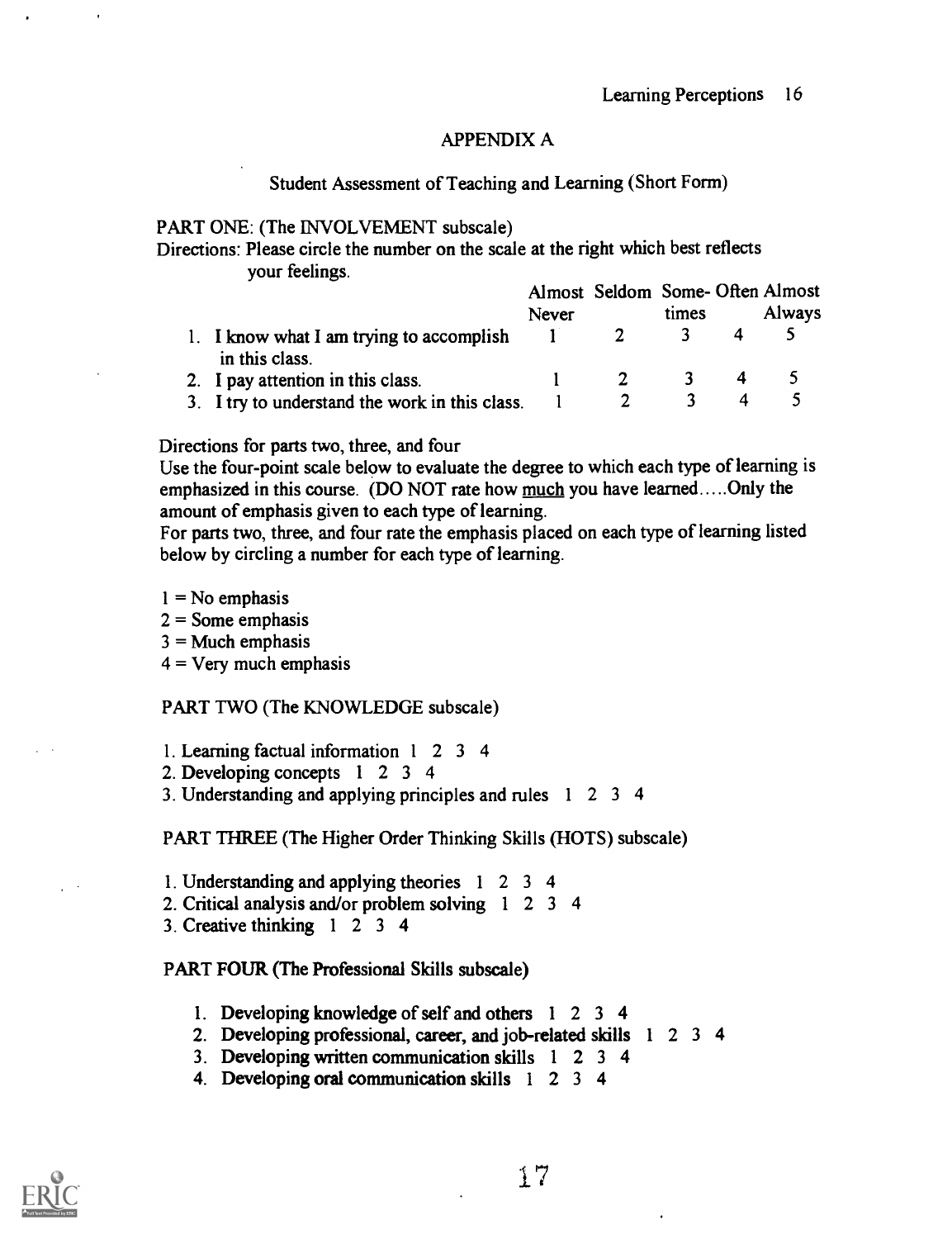# APPENDIX A

## Student Assessment of Teaching and Learning (Short Form)

PART ONE: (The INVOLVEMENT subscale)

Directions: Please circle the number on the scale at the right which best reflects your feelings.

| | Almost Never | Seldom | Some-times | Often | Almost Always |
|---|---|---|---|---|---|
| 1. I know what I am trying to accomplish in this class. | 1 | 2 | 3 | 4 | 5 |
| 2. I pay attention in this class. | 1 | 2 | 3 | 4 | 5 |
| 3. I try to understand the work in this class. | 1 | 2 | 3 | 4 | 5 |

Directions for parts two, three, and four

Use the four-point scale below to evaluate the degree to which each type of learning is emphasized in this course. (DO NOT rate how <u>much</u> you have learned.....Only the amount of emphasis given to each type of learning.

For parts two, three, and four rate the emphasis placed on each type of learning listed below by circling a number for each type of learning.

1 = No emphasis
2 = Some emphasis
3 = Much emphasis
4 = Very much emphasis

PART TWO (The KNOWLEDGE subscale)

1. Learning factual information 1 2 3 4
2. Developing concepts 1 2 3 4
3. Understanding and applying principles and rules 1 2 3 4

PART THREE (The Higher Order Thinking Skills (HOTS) subscale)

1. Understanding and applying theories 1 2 3 4
2. Critical analysis and/or problem solving 1 2 3 4
3. Creative thinking 1 2 3 4

PART FOUR (The Professional Skills subscale)

1. Developing knowledge of self and others 1 2 3 4
2. Developing professional, career, and job-related skills 1 2 3 4
3. Developing written communication skills 1 2 3 4
4. Developing oral communication skills 1 2 3 4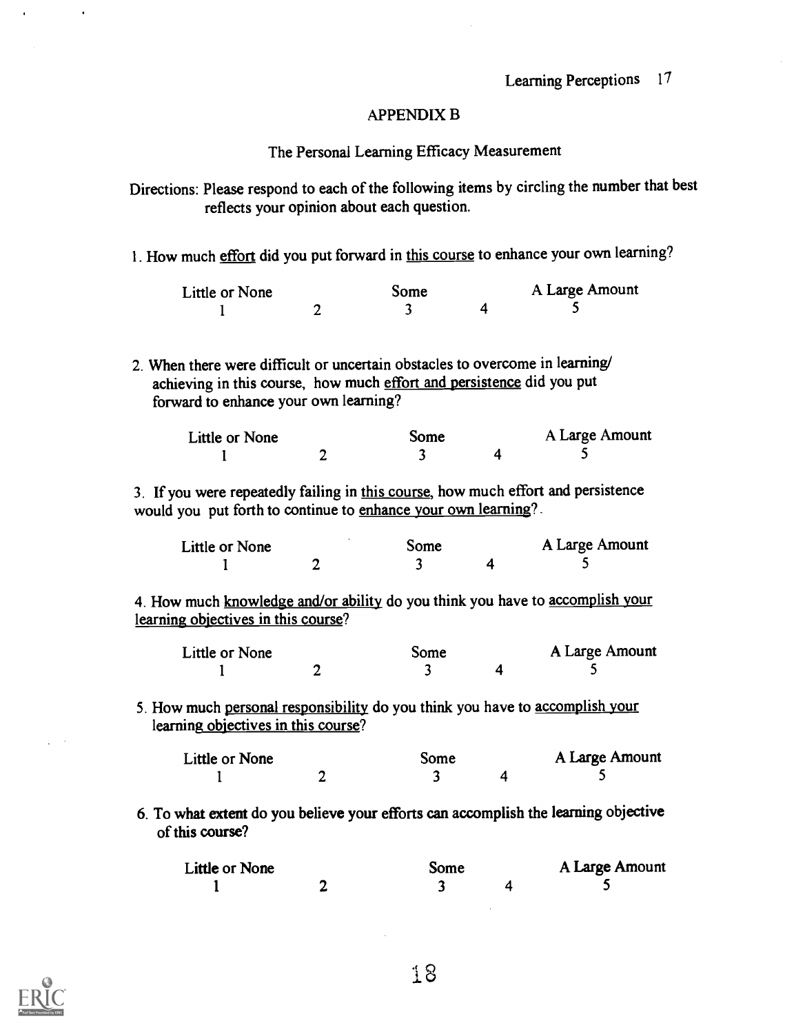## APPENDIX B

### The Personal Learning Efficacy Measurement

Directions: Please respond to each of the following items by circling the number that best reflects your opinion about each question.

1. How much <u>effort</u> did you put forward in <u>this course</u> to enhance your own learning?

| Little or None | | Some | | A Large Amount |
|---|---|---|---|---|
| 1 | 2 | 3 | 4 | 5 |

2. When there were difficult or uncertain obstacles to overcome in learning/ achieving in this course, how much <u>effort and persistence</u> did you put forward to enhance your own learning?

| Little or None | | Some | | A Large Amount |
|---|---|---|---|---|
| 1 | 2 | 3 | 4 | 5 |

3. If you were repeatedly failing in <u>this course</u>, how much effort and persistence would you put forth to continue to <u>enhance your own learning</u>?

| Little or None | | Some | | A Large Amount |
|---|---|---|---|---|
| 1 | 2 | 3 | 4 | 5 |

4. How much <u>knowledge and/or ability</u> do you think you have to <u>accomplish your learning objectives in this course</u>?

| Little or None | | Some | | A Large Amount |
|---|---|---|---|---|
| 1 | 2 | 3 | 4 | 5 |

5. How much <u>personal responsibility</u> do you think you have to <u>accomplish your learning objectives in this course</u>?

| Little or None | | Some | | A Large Amount |
|---|---|---|---|---|
| 1 | 2 | 3 | 4 | 5 |

6. To what extent do you believe your efforts can accomplish the learning objective of this course?

| Little or None | | Some | | A Large Amount |
|---|---|---|---|---|
| 1 | 2 | 3 | 4 | 5 |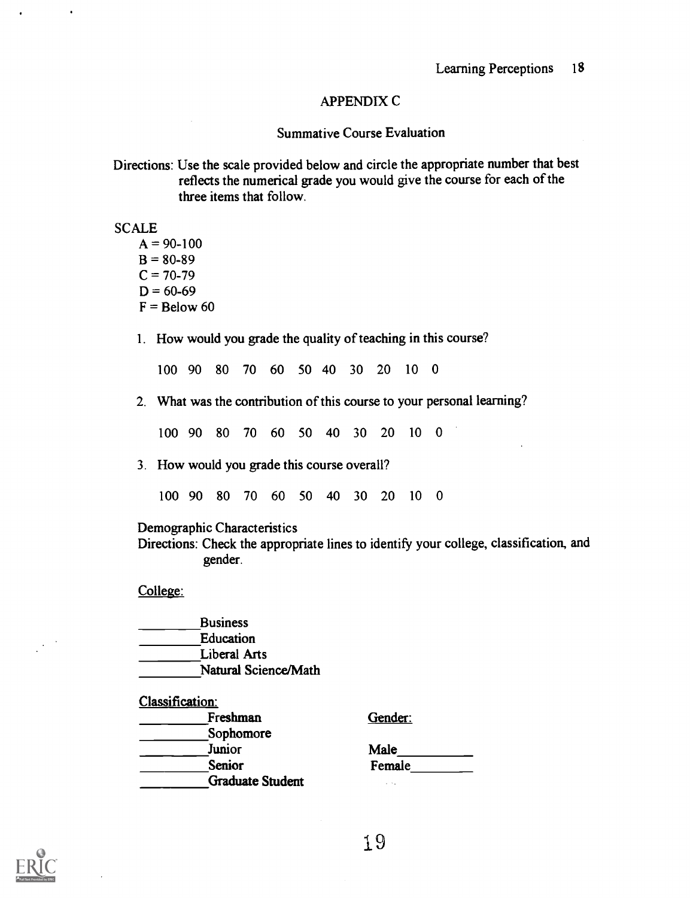# APPENDIX C

## Summative Course Evaluation

Directions: Use the scale provided below and circle the appropriate number that best reflects the numerical grade you would give the course for each of the three items that follow.

SCALE

A = 90-100
B = 80-89
C = 70-79
D = 60-69
F = Below 60

1. How would you grade the quality of teaching in this course?

   100 90 80 70 60 50 40 30 20 10 0

2. What was the contribution of this course to your personal learning?

   100 90 80 70 60 50 40 30 20 10 0

3. How would you grade this course overall?

   100 90 80 70 60 50 40 30 20 10 0

Demographic Characteristics

Directions: Check the appropriate lines to identify your college, classification, and gender.

<u>College:</u>

________Business
________Education
________Liberal Arts
________Natural Science/Math

<u>Classification:</u>

_________Freshman
_________Sophomore
_________Junior
_________Senior
_________Graduate Student

<u>Gender:</u>

Male__________
Female________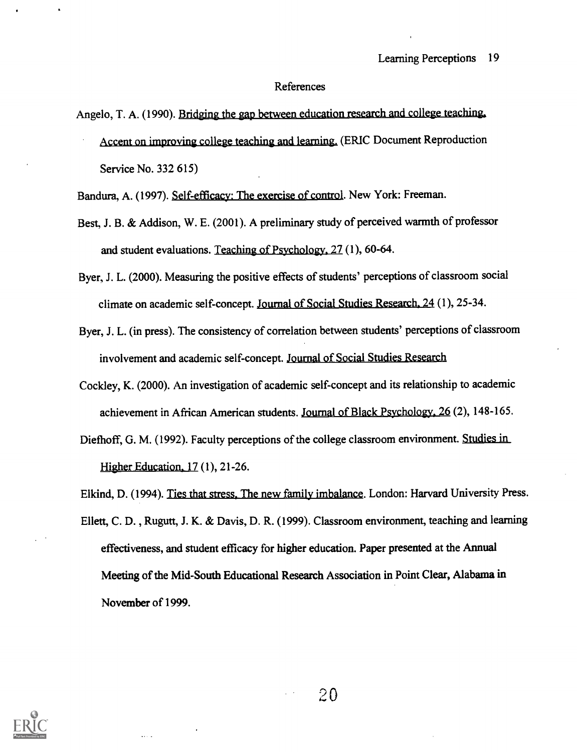## References

Angelo, T. A. (1990). Bridging the gap between education research and college teaching. Accent on improving college teaching and learning. (ERIC Document Reproduction Service No. 332 615)

Bandura, A. (1997). Self-efficacy: The exercise of control. New York: Freeman.

Best, J. B. & Addison, W. E. (2001). A preliminary study of perceived warmth of professor and student evaluations. Teaching of Psychology, 27 (1), 60-64.

Byer, J. L. (2000). Measuring the positive effects of students' perceptions of classroom social climate on academic self-concept. Journal of Social Studies Research, 24 (1), 25-34.

Byer, J. L. (in press). The consistency of correlation between students' perceptions of classroom involvement and academic self-concept. Journal of Social Studies Research

Cockley, K. (2000). An investigation of academic self-concept and its relationship to academic achievement in African American students. Journal of Black Psychology, 26 (2), 148-165.

Diefhoff, G. M. (1992). Faculty perceptions of the college classroom environment. Studies in Higher Education, 17 (1), 21-26.

Elkind, D. (1994). Ties that stress, The new family imbalance. London: Harvard University Press.

Ellett, C. D. , Rugutt, J. K. & Davis, D. R. (1999). Classroom environment, teaching and learning effectiveness, and student efficacy for higher education. Paper presented at the Annual Meeting of the Mid-South Educational Research Association in Point Clear, Alabama in November of 1999.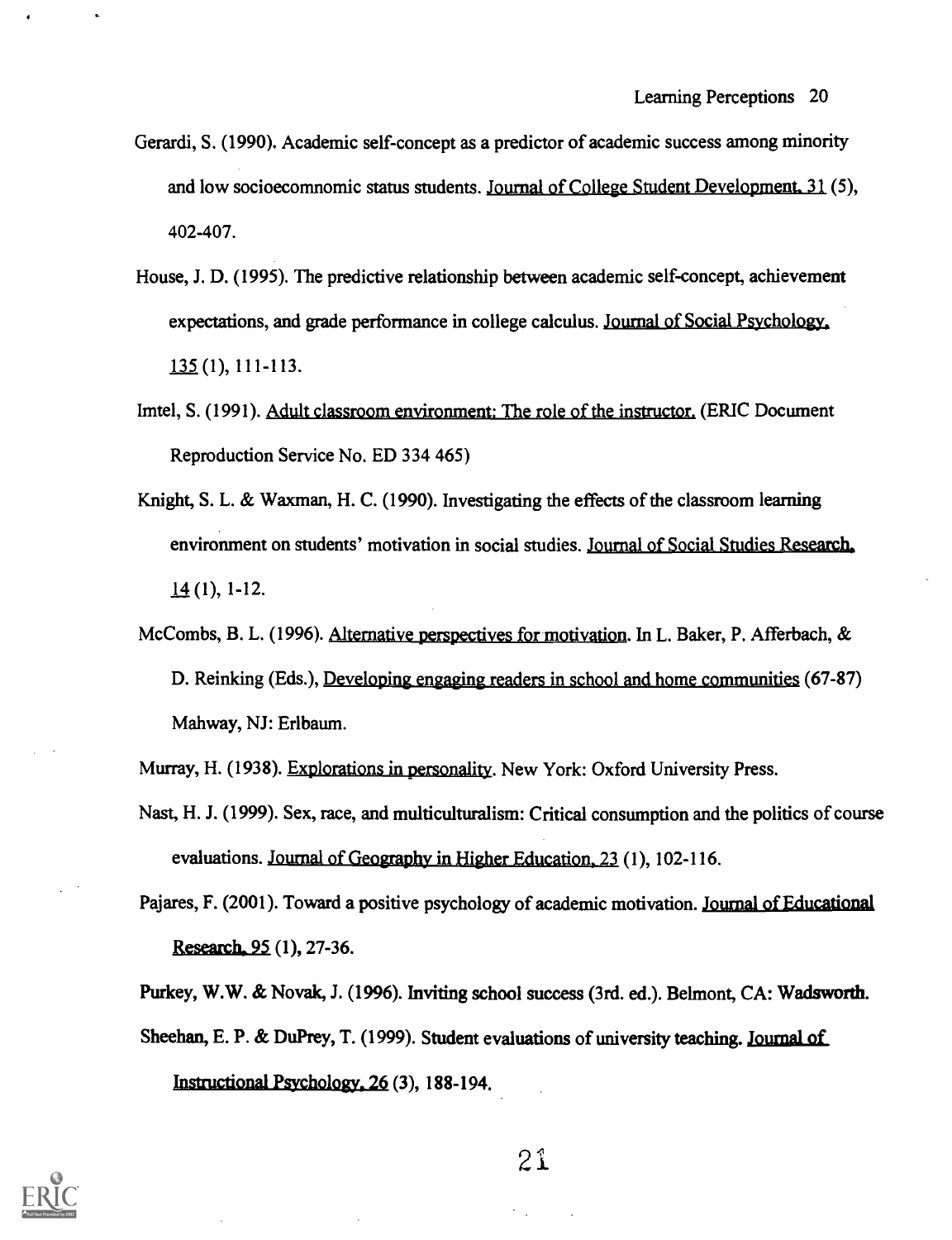Gerardi, S. (1990). Academic self-concept as a predictor of academic success among minority and low socioecomnomic status students. Journal of College Student Development, 31 (5), 402-407.

House, J. D. (1995). The predictive relationship between academic self-concept, achievement expectations, and grade performance in college calculus. Journal of Social Psychology, 135 (1), 111-113.

Imtel, S. (1991). Adult classroom environment: The role of the instructor. (ERIC Document Reproduction Service No. ED 334 465)

Knight, S. L. & Waxman, H. C. (1990). Investigating the effects of the classroom learning environment on students' motivation in social studies. Journal of Social Studies Research, 14 (1), 1-12.

McCombs, B. L. (1996). Alternative perspectives for motivation. In L. Baker, P. Afferbach, & D. Reinking (Eds.), Developing engaging readers in school and home communities (67-87) Mahway, NJ: Erlbaum.

Murray, H. (1938). Explorations in personality. New York: Oxford University Press.

Nast, H. J. (1999). Sex, race, and multiculturalism: Critical consumption and the politics of course evaluations. Journal of Geography in Higher Education, 23 (1), 102-116.

Pajares, F. (2001). Toward a positive psychology of academic motivation. Journal of Educational Research, 95 (1), 27-36.

Purkey, W.W. & Novak, J. (1996). Inviting school success (3rd. ed.). Belmont, CA: Wadsworth.

Sheehan, E. P. & DuPrey, T. (1999). Student evaluations of university teaching. Journal of Instructional Psychology, 26 (3), 188-194.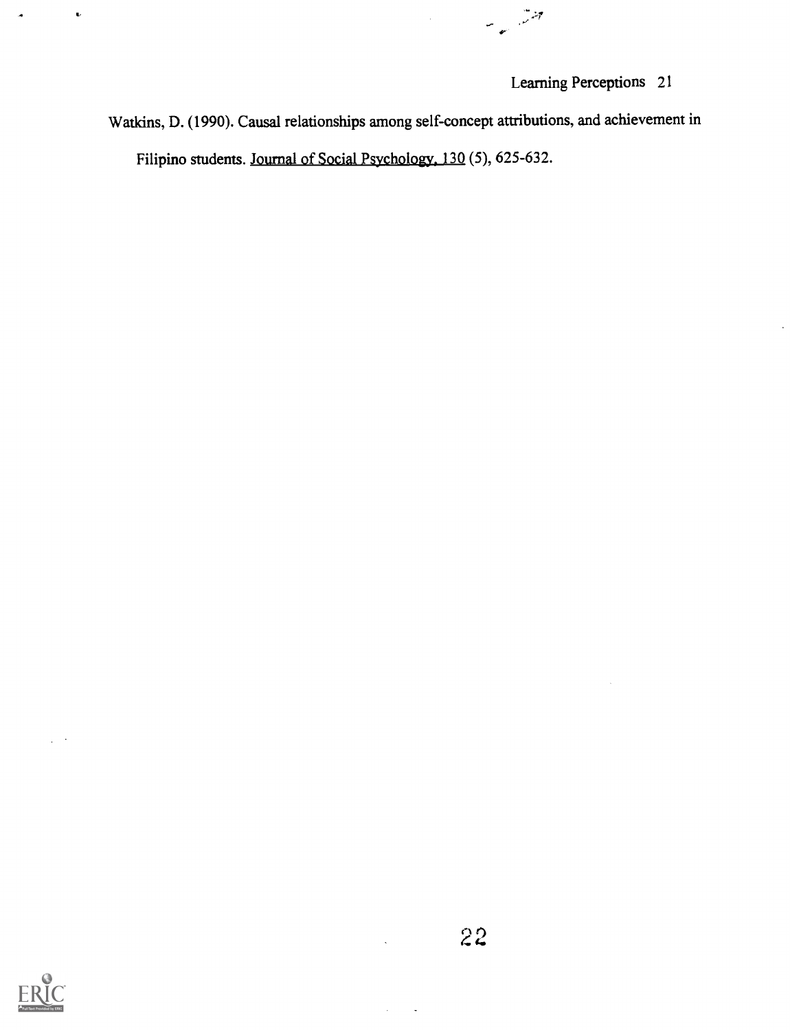Watkins, D. (1990). Causal relationships among self-concept attributions, and achievement in Filipino students. Journal of Social Psychology, 130 (5), 625-632.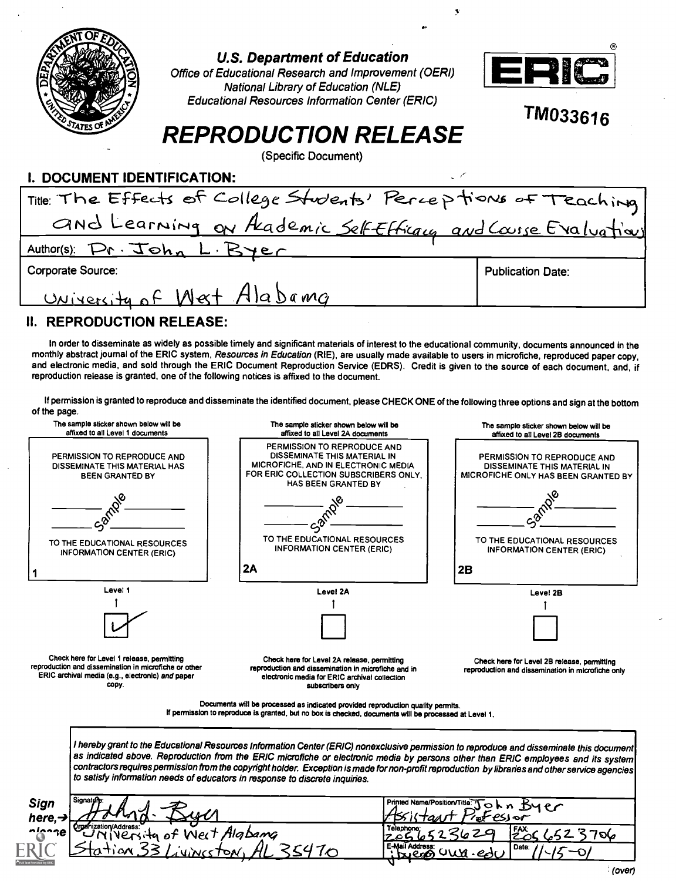**U.S. Department of Education**
*Office of Educational Research and Improvement (OERI)*
*National Library of Education (NLE)*
*Educational Resources Information Center (ERIC)*

ERIC

TM033616

# REPRODUCTION RELEASE

(Specific Document)

## I. DOCUMENT IDENTIFICATION:

| | |
|---|---|
| Title: The Effects of College Students' Perceptions of Teaching and Learning on Academic Self-Efficacy and Course Evaluations | |
| Author(s): Dr. John L. Byer | |
| Corporate Source: University of West Alabama | Publication Date: |

## II. REPRODUCTION RELEASE:

In order to disseminate as widely as possible timely and significant materials of interest to the educational community, documents announced in the monthly abstract journal of the ERIC system, *Resources in Education* (RIE), are usually made available to users in microfiche, reproduced paper copy, and electronic media, and sold through the ERIC Document Reproduction Service (EDRS). Credit is given to the source of each document, and, if reproduction release is granted, one of the following notices is affixed to the document.

If permission is granted to reproduce and disseminate the identified document, please CHECK ONE of the following three options and sign at the bottom of the page.

| The sample sticker shown below will be affixed to all Level 1 documents | The sample sticker shown below will be affixed to all Level 2A documents | The sample sticker shown below will be affixed to all Level 2B documents |
|---|---|---|
| PERMISSION TO REPRODUCE AND DISSEMINATE THIS MATERIAL HAS BEEN GRANTED BY Sample TO THE EDUCATIONAL RESOURCES INFORMATION CENTER (ERIC) | PERMISSION TO REPRODUCE AND DISSEMINATE THIS MATERIAL IN MICROFICHE, AND IN ELECTRONIC MEDIA FOR ERIC COLLECTION SUBSCRIBERS ONLY, HAS BEEN GRANTED BY Sample TO THE EDUCATIONAL RESOURCES INFORMATION CENTER (ERIC) | PERMISSION TO REPRODUCE AND DISSEMINATE THIS MATERIAL IN MICROFICHE ONLY HAS BEEN GRANTED BY Sample TO THE EDUCATIONAL RESOURCES INFORMATION CENTER (ERIC) |
| 1 | 2A | 2B |
| Level 1 | Level 2A | Level 2B |
| [✓] | [ ] | [ ] |
| Check here for Level 1 release, permitting reproduction and dissemination in microfiche or other ERIC archival media (e.g., electronic) *and* paper copy. | Check here for Level 2A release, permitting reproduction and dissemination in microfiche and in electronic media for ERIC archival collection subscribers only | Check here for Level 2B release, permitting reproduction and dissemination in microfiche only |

Documents will be processed as indicated provided reproduction quality permits.
If permission to reproduce is granted, but no box is checked, documents will be processed at Level 1.

*I hereby grant to the Educational Resources Information Center (ERIC) nonexclusive permission to reproduce and disseminate this document as indicated above. Reproduction from the ERIC microfiche or electronic media by persons other than ERIC employees and its system contractors requires permission from the copyright holder. Exception is made for non-profit reproduction by libraries and other service agencies to satisfy information needs of educators in response to discrete inquiries.*

**Sign here, → please**

| | | |
|---|---|---|
| Signature: John L. Byer | Printed Name/Position/Title: John Byer, Assistant Professor | |
| Organization/Address: University of West Alabama, Station 33 Livingston, AL 35470 | Telephone: 2056523629 | FAX: 2056523706 |
| | E-Mail Address: jbyer@uwa.edu | Date: 11-15-01 |

(over)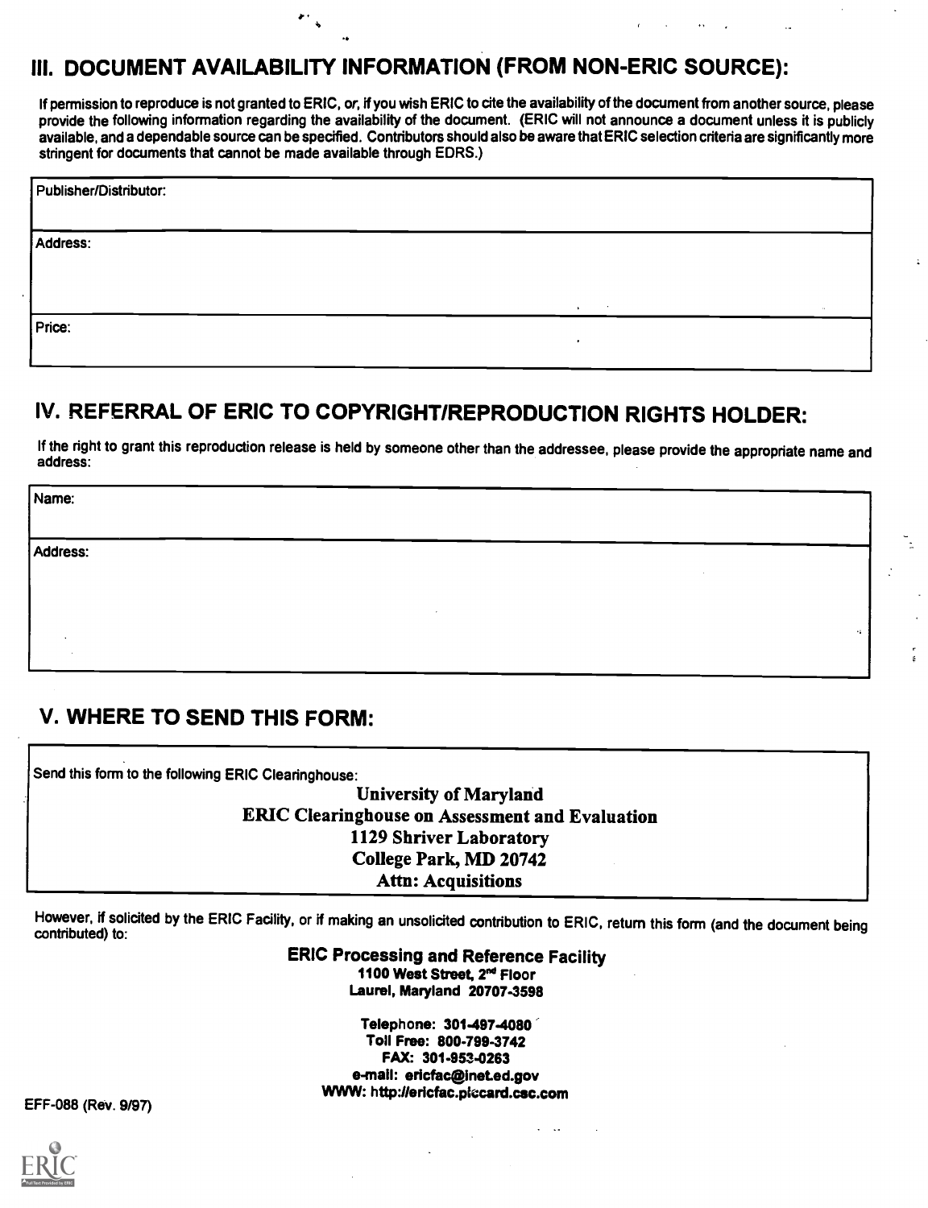## III. DOCUMENT AVAILABILITY INFORMATION (FROM NON-ERIC SOURCE):

If permission to reproduce is not granted to ERIC, or, if you wish ERIC to cite the availability of the document from another source, please provide the following information regarding the availability of the document. (ERIC will not announce a document unless it is publicly available, and a dependable source can be specified. Contributors should also be aware that ERIC selection criteria are significantly more stringent for documents that cannot be made available through EDRS.)

| |
|---|
| Publisher/Distributor: |
| Address: |
| Price: |

## IV. REFERRAL OF ERIC TO COPYRIGHT/REPRODUCTION RIGHTS HOLDER:

If the right to grant this reproduction release is held by someone other than the addressee, please provide the appropriate name and address:

| |
|---|
| Name: |
| Address: |

## V. WHERE TO SEND THIS FORM:

Send this form to the following ERIC Clearinghouse:

**University of Maryland**
**ERIC Clearinghouse on Assessment and Evaluation**
**1129 Shriver Laboratory**
**College Park, MD 20742**
**Attn: Acquisitions**

However, if solicited by the ERIC Facility, or if making an unsolicited contribution to ERIC, return this form (and the document being contributed) to:

**ERIC Processing and Reference Facility**
**1100 West Street, 2nd Floor**
**Laurel, Maryland 20707-3598**

**Telephone: 301-497-4080**
**Toll Free: 800-799-3742**
**FAX: 301-953-0263**
**e-mail: ericfac@inet.ed.gov**
**WWW: http://ericfac.piccard.csc.com**

EFF-088 (Rev. 9/97)